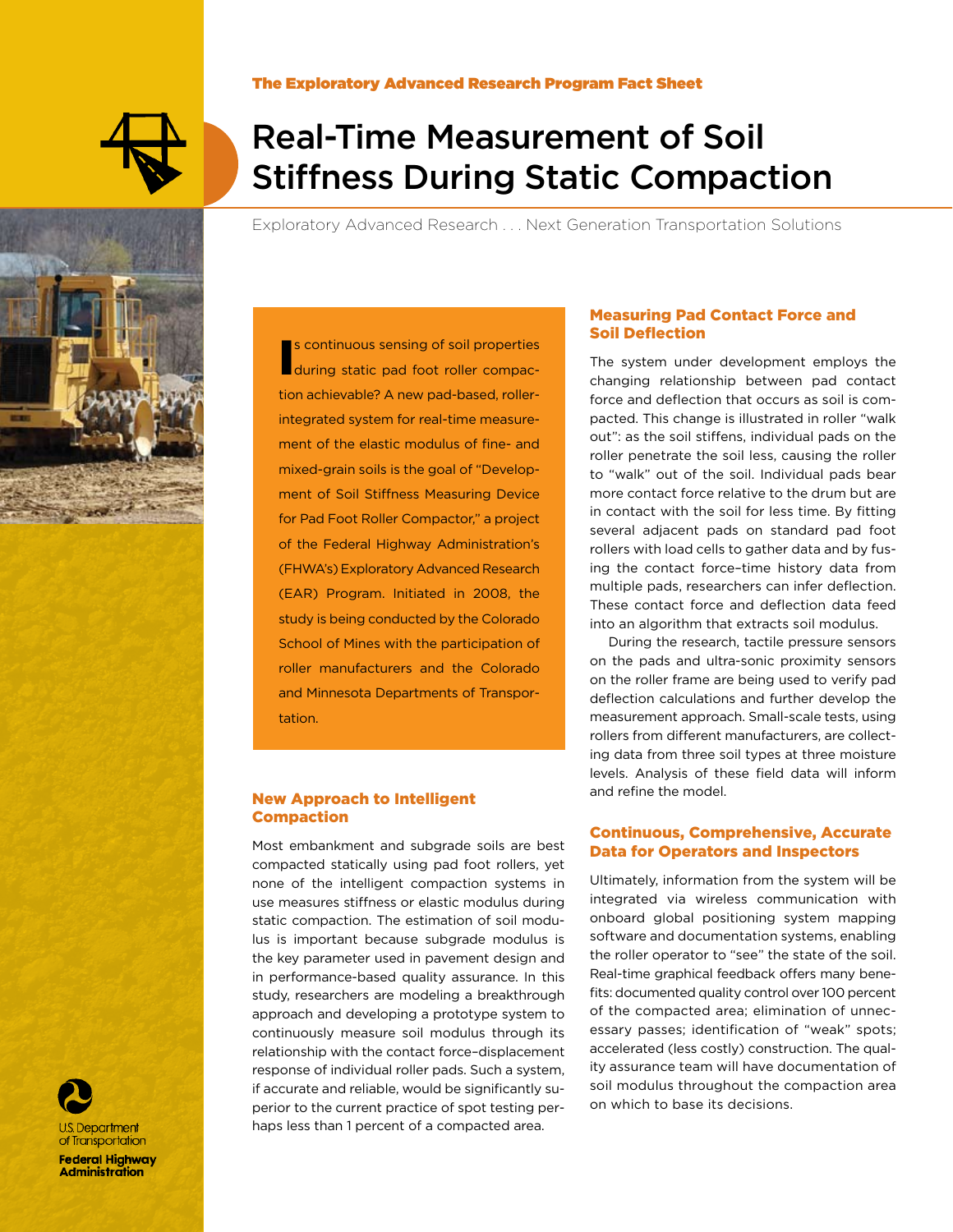The Exploratory Advanced Research Program Fact Sheet

# Real-Time Measurement of Soil Stiffness During Static Compaction

Exploratory Advanced Research . . . Next Generation Transportation Solutions

Is continuous sensing of soil properties during static pad foot roller compaction achievable? A new pad-based, roller-integrated system for real-time measurement of the elastic modulus of fine- and mixed-grain soils is the goal of "Development of Soil Stiffness Measuring Device for Pad Foot Roller Compactor," a project of the Federal Highway Administration's (FHWA's) Exploratory Advanced Research (EAR) Program. Initiated in 2008, the study is being conducted by the Colorado School of Mines with the participation of roller manufacturers and the Colorado and Minnesota Departments of Transportation.

## New Approach to Intelligent Compaction

Most embankment and subgrade soils are best compacted statically using pad foot rollers, yet none of the intelligent compaction systems in use measures stiffness or elastic modulus during static compaction. The estimation of soil modulus is important because subgrade modulus is the key parameter used in pavement design and in performance-based quality assurance. In this study, researchers are modeling a breakthrough approach and developing a prototype system to continuously measure soil modulus through its relationship with the contact force–displacement response of individual roller pads. Such a system, if accurate and reliable, would be significantly superior to the current practice of spot testing perhaps less than 1 percent of a compacted area.

## Measuring Pad Contact Force and Soil Deflection

The system under development employs the changing relationship between pad contact force and deflection that occurs as soil is compacted. This change is illustrated in roller "walk out": as the soil stiffens, individual pads on the roller penetrate the soil less, causing the roller to "walk" out of the soil. Individual pads bear more contact force relative to the drum but are in contact with the soil for less time. By fitting several adjacent pads on standard pad foot rollers with load cells to gather data and by fusing the contact force–time history data from multiple pads, researchers can infer deflection. These contact force and deflection data feed into an algorithm that extracts soil modulus.

During the research, tactile pressure sensors on the pads and ultra-sonic proximity sensors on the roller frame are being used to verify pad deflection calculations and further develop the measurement approach. Small-scale tests, using rollers from different manufacturers, are collecting data from three soil types at three moisture levels. Analysis of these field data will inform and refine the model.

## Continuous, Comprehensive, Accurate Data for Operators and Inspectors

Ultimately, information from the system will be integrated via wireless communication with onboard global positioning system mapping software and documentation systems, enabling the roller operator to "see" the state of the soil. Real-time graphical feedback offers many benefits: documented quality control over 100 percent of the compacted area; elimination of unnecessary passes; identification of "weak" spots; accelerated (less costly) construction. The quality assurance team will have documentation of soil modulus throughout the compaction area on which to base its decisions.

U.S. Department of Transportation
Federal Highway Administration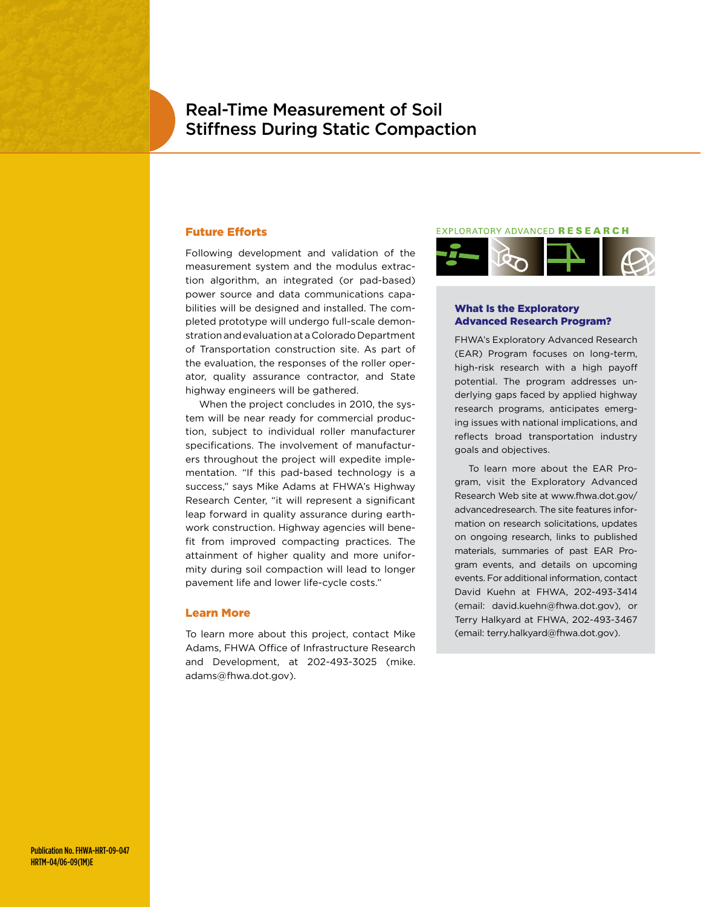# Real-Time Measurement of Soil Stiffness During Static Compaction

## Future Efforts

Following development and validation of the measurement system and the modulus extraction algorithm, an integrated (or pad-based) power source and data communications capabilities will be designed and installed. The completed prototype will undergo full-scale demonstration and evaluation at a Colorado Department of Transportation construction site. As part of the evaluation, the responses of the roller operator, quality assurance contractor, and State highway engineers will be gathered.

When the project concludes in 2010, the system will be near ready for commercial production, subject to individual roller manufacturer specifications. The involvement of manufacturers throughout the project will expedite implementation. "If this pad-based technology is a success," says Mike Adams at FHWA's Highway Research Center, "it will represent a significant leap forward in quality assurance during earthwork construction. Highway agencies will benefit from improved compacting practices. The attainment of higher quality and more uniformity during soil compaction will lead to longer pavement life and lower life-cycle costs."

## Learn More

To learn more about this project, contact Mike Adams, FHWA Office of Infrastructure Research and Development, at 202-493-3025 (mike.adams@fhwa.dot.gov).

EXPLORATORY ADVANCED **RESEARCH**

### What Is the Exploratory Advanced Research Program?

FHWA's Exploratory Advanced Research (EAR) Program focuses on long-term, high-risk research with a high payoff potential. The program addresses underlying gaps faced by applied highway research programs, anticipates emerging issues with national implications, and reflects broad transportation industry goals and objectives.

To learn more about the EAR Program, visit the Exploratory Advanced Research Web site at www.fhwa.dot.gov/advancedresearch. The site features information on research solicitations, updates on ongoing research, links to published materials, summaries of past EAR Program events, and details on upcoming events. For additional information, contact David Kuehn at FHWA, 202-493-3414 (email: david.kuehn@fhwa.dot.gov), or Terry Halkyard at FHWA, 202-493-3467 (email: terry.halkyard@fhwa.dot.gov).

Publication No. FHWA-HRT-09-047
HRTM-04/06-09(1M)E